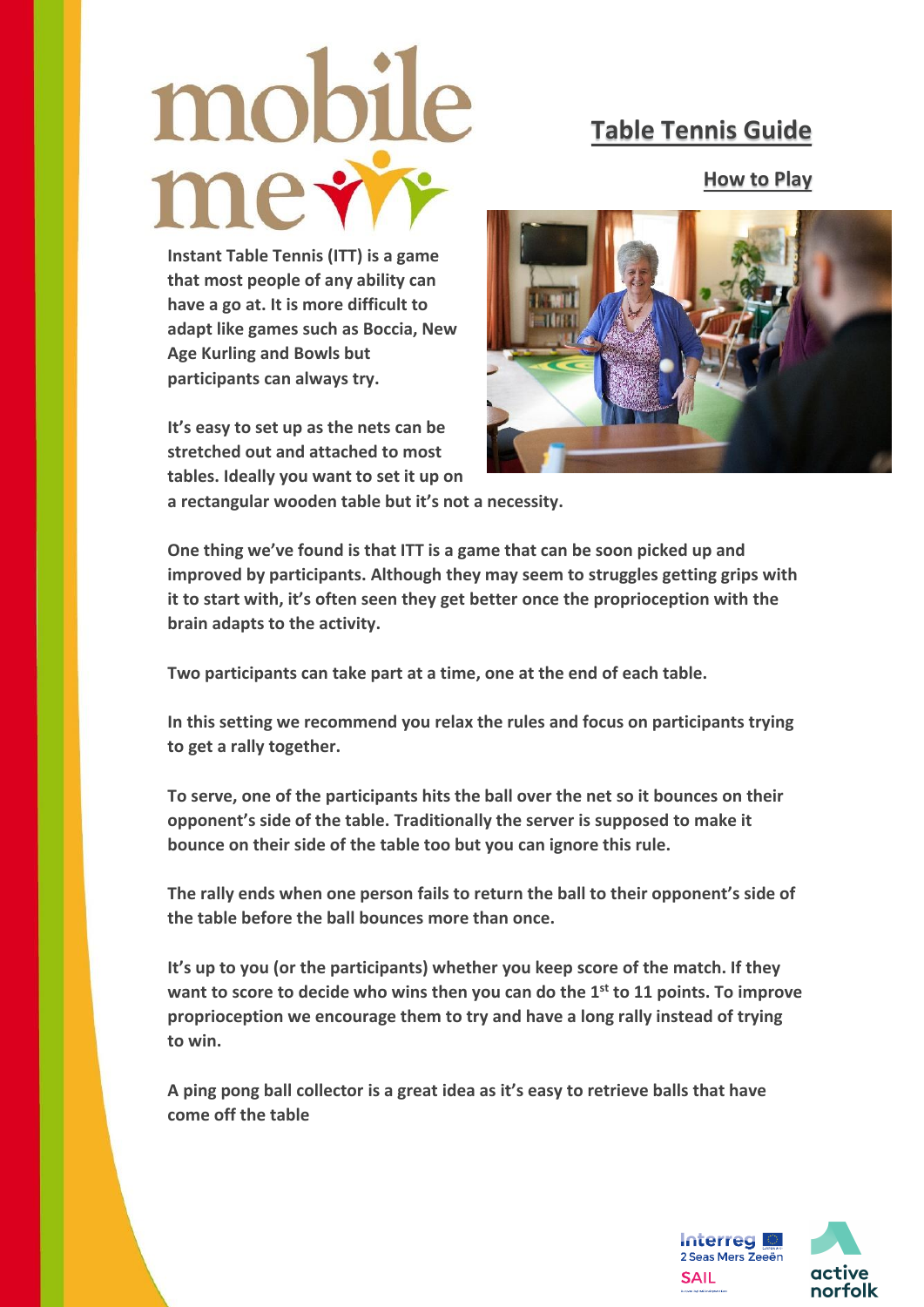# Table Tennis Guide

## How to Play

**Instant Table Tennis (ITT) is a game that most people of any ability can have a go at. It is more difficult to adapt like games such as Boccia, New Age Kurling and Bowls but participants can always try.**

**It's easy to set up as the nets can be stretched out and attached to most tables. Ideally you want to set it up on a rectangular wooden table but it's not a necessity.**

**One thing we've found is that ITT is a game that can be soon picked up and improved by participants. Although they may seem to struggles getting grips with it to start with, it's often seen they get better once the proprioception with the brain adapts to the activity.**

**Two participants can take part at a time, one at the end of each table.**

**In this setting we recommend you relax the rules and focus on participants trying to get a rally together.**

**To serve, one of the participants hits the ball over the net so it bounces on their opponent's side of the table. Traditionally the server is supposed to make it bounce on their side of the table too but you can ignore this rule.**

**The rally ends when one person fails to return the ball to their opponent's side of the table before the ball bounces more than once.**

**It's up to you (or the participants) whether you keep score of the match. If they want to score to decide who wins then you can do the 1st to 11 points. To improve proprioception we encourage them to try and have a long rally instead of trying to win.**

**A ping pong ball collector is a great idea as it's easy to retrieve balls that have come off the table**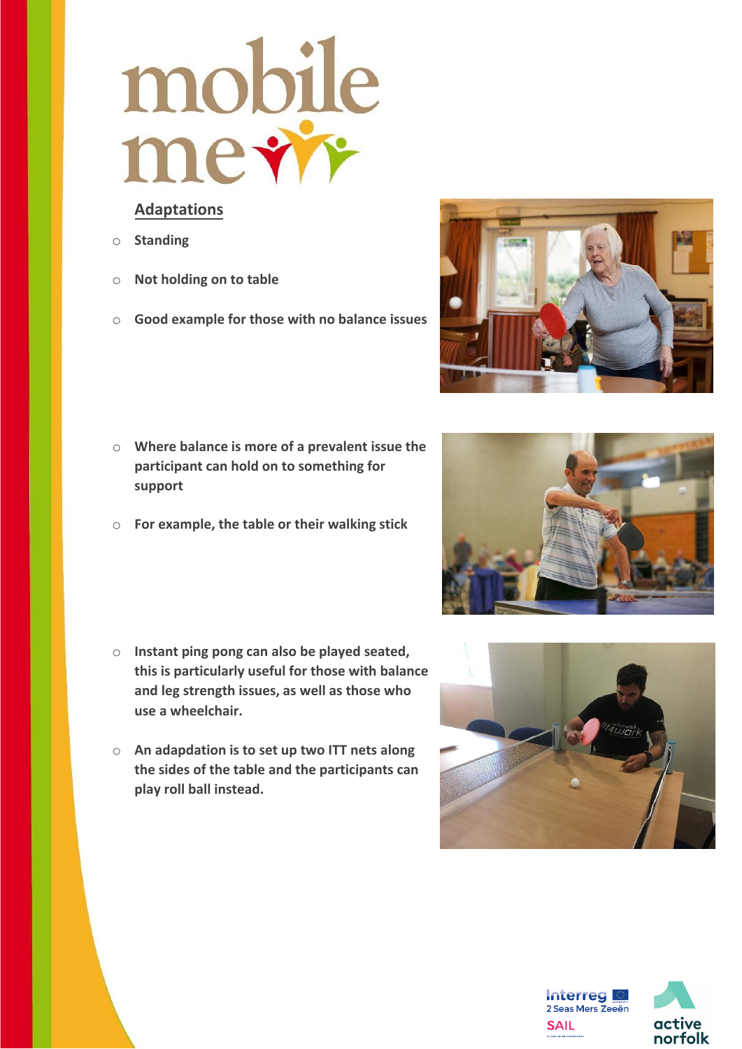mobile me

## Adaptations

- Standing
- Not holding on to table
- Good example for those with no balance issues

- Where balance is more of a prevalent issue the participant can hold on to something for support
- For example, the table or their walking stick

- Instant ping pong can also be played seated, this is particularly useful for those with balance and leg strength issues, as well as those who use a wheelchair.
- An adapdation is to set up two ITT nets along the sides of the table and the participants can play roll ball instead.

Interreg 2 Seas Mers Zeeën SAIL

active norfolk